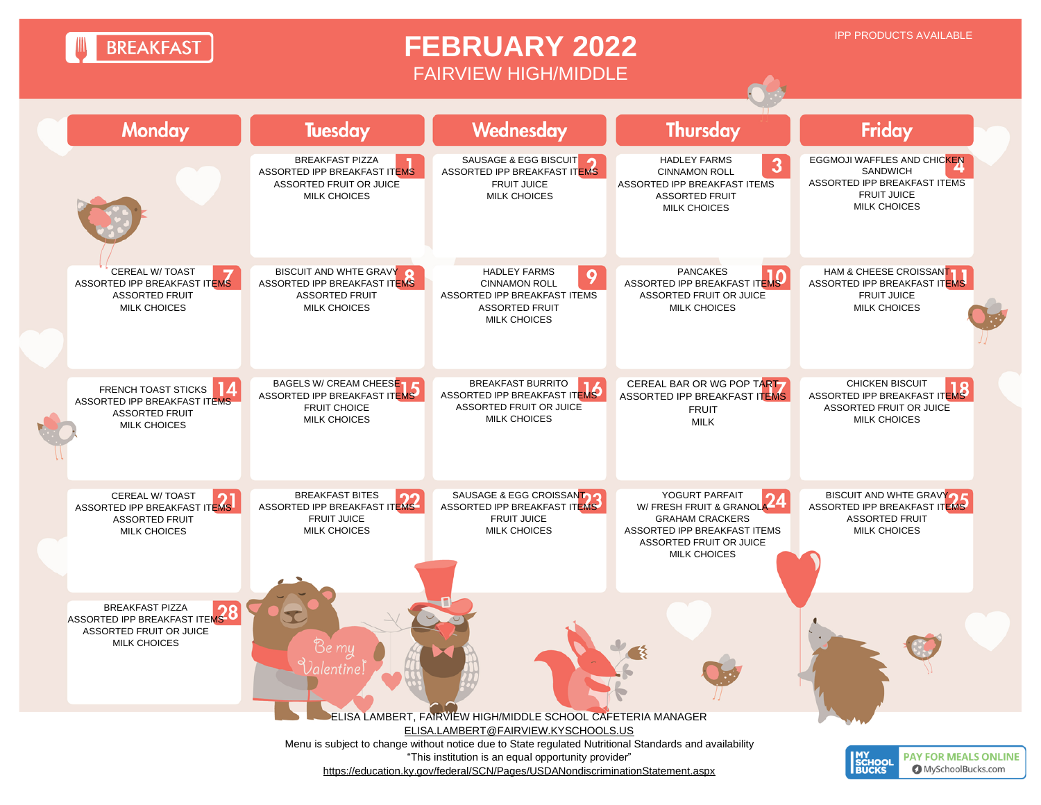# BREAKFAST

# FEBRUARY 2022

## FAIRVIEW HIGH/MIDDLE

IPP PRODUCTS AVAILABLE

| Monday | Tuesday | Wednesday | Thursday | Friday |
|---|---|---|---|---|
| | **1** BREAKFAST PIZZA<br>ASSORTED IPP BREAKFAST ITEMS<br>ASSORTED FRUIT OR JUICE<br>MILK CHOICES | **2** SAUSAGE & EGG BISCUIT<br>ASSORTED IPP BREAKFAST ITEMS<br>FRUIT JUICE<br>MILK CHOICES | **3** HADLEY FARMS<br>CINNAMON ROLL<br>ASSORTED IPP BREAKFAST ITEMS<br>ASSORTED FRUIT<br>MILK CHOICES | **4** EGGMOJI WAFFLES AND CHICKEN SANDWICH<br>ASSORTED IPP BREAKFAST ITEMS<br>FRUIT JUICE<br>MILK CHOICES |
| **7** CEREAL W/ TOAST<br>ASSORTED IPP BREAKFAST ITEMS<br>ASSORTED FRUIT<br>MILK CHOICES | **8** BISCUIT AND WHTE GRAVY<br>ASSORTED IPP BREAKFAST ITEMS<br>ASSORTED FRUIT<br>MILK CHOICES | **9** HADLEY FARMS<br>CINNAMON ROLL<br>ASSORTED IPP BREAKFAST ITEMS<br>ASSORTED FRUIT<br>MILK CHOICES | **10** PANCAKES<br>ASSORTED IPP BREAKFAST ITEMS<br>ASSORTED FRUIT OR JUICE<br>MILK CHOICES | **11** HAM & CHEESE CROISSANT<br>ASSORTED IPP BREAKFAST ITEMS<br>FRUIT JUICE<br>MILK CHOICES |
| **14** FRENCH TOAST STICKS<br>ASSORTED IPP BREAKFAST ITEMS<br>ASSORTED FRUIT<br>MILK CHOICES | **15** BAGELS W/ CREAM CHEESE<br>ASSORTED IPP BREAKFAST ITEMS<br>FRUIT CHOICE<br>MILK CHOICES | **16** BREAKFAST BURRITO<br>ASSORTED IPP BREAKFAST ITEMS<br>ASSORTED FRUIT OR JUICE<br>MILK CHOICES | **17** CEREAL BAR OR WG POP TART<br>ASSORTED IPP BREAKFAST ITEMS<br>FRUIT<br>MILK | **18** CHICKEN BISCUIT<br>ASSORTED IPP BREAKFAST ITEMS<br>ASSORTED FRUIT OR JUICE<br>MILK CHOICES |
| **21** CEREAL W/ TOAST<br>ASSORTED IPP BREAKFAST ITEMS<br>ASSORTED FRUIT<br>MILK CHOICES | **22** BREAKFAST BITES<br>ASSORTED IPP BREAKFAST ITEMS<br>FRUIT JUICE<br>MILK CHOICES | **23** SAUSAGE & EGG CROISSANT<br>ASSORTED IPP BREAKFAST ITEMS<br>FRUIT JUICE<br>MILK CHOICES | **24** YOGURT PARFAIT<br>W/ FRESH FRUIT & GRANOLA<br>GRAHAM CRACKERS<br>ASSORTED IPP BREAKFAST ITEMS<br>ASSORTED FRUIT OR JUICE<br>MILK CHOICES | **25** BISCUIT AND WHTE GRAVY<br>ASSORTED IPP BREAKFAST ITEMS<br>ASSORTED FRUIT<br>MILK CHOICES |
| **28** BREAKFAST PIZZA<br>ASSORTED IPP BREAKFAST ITEMS<br>ASSORTED FRUIT OR JUICE<br>MILK CHOICES | | | | |

Be my Valentine!

ELISA LAMBERT, FAIRVIEW HIGH/MIDDLE SCHOOL CAFETERIA MANAGER
ELISA.LAMBERT@FAIRVIEW.KYSCHOOLS.US
Menu is subject to change without notice due to State regulated Nutritional Standards and availability
"This institution is an equal opportunity provider"
https://education.ky.gov/federal/SCN/Pages/USDANondiscriminationStatement.aspx

MY SCHOOL BUCKS — PAY FOR MEALS ONLINE — MySchoolBucks.com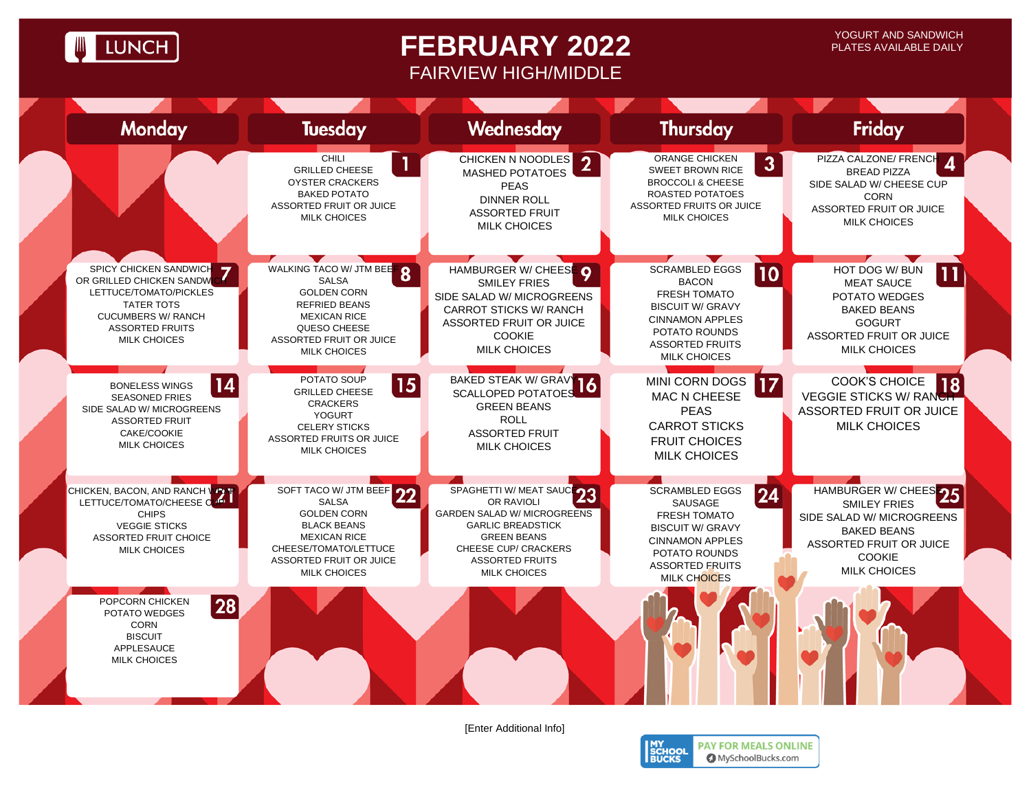# LUNCH

# FEBRUARY 2022

## FAIRVIEW HIGH/MIDDLE

YOGURT AND SANDWICH PLATES AVAILABLE DAILY

| Monday | Tuesday | Wednesday | Thursday | Friday |
|---|---|---|---|---|
| | **1** CHILI<br>GRILLED CHEESE<br>OYSTER CRACKERS<br>BAKED POTATO<br>ASSORTED FRUIT OR JUICE<br>MILK CHOICES | **2** CHICKEN N NOODLES<br>MASHED POTATOES<br>PEAS<br>DINNER ROLL<br>ASSORTED FRUIT<br>MILK CHOICES | **3** ORANGE CHICKEN<br>SWEET BROWN RICE<br>BROCCOLI & CHEESE<br>ROASTED POTATOES<br>ASSORTED FRUITS OR JUICE<br>MILK CHOICES | **4** PIZZA CALZONE/ FRENCH BREAD PIZZA<br>SIDE SALAD W/ CHEESE CUP<br>CORN<br>ASSORTED FRUIT OR JUICE<br>MILK CHOICES |
| **7** SPICY CHICKEN SANDWICH OR GRILLED CHICKEN SANDWICH<br>LETTUCE/TOMATO/PICKLES<br>TATER TOTS<br>CUCUMBERS W/ RANCH<br>ASSORTED FRUITS<br>MILK CHOICES | **8** WALKING TACO W/ JTM BEEF<br>SALSA<br>GOLDEN CORN<br>REFRIED BEANS<br>MEXICAN RICE<br>QUESO CHEESE<br>ASSORTED FRUIT OR JUICE<br>MILK CHOICES | **9** HAMBURGER W/ CHEESE<br>SMILEY FRIES<br>SIDE SALAD W/ MICROGREENS<br>CARROT STICKS W/ RANCH<br>ASSORTED FRUIT OR JUICE<br>COOKIE<br>MILK CHOICES | **10** SCRAMBLED EGGS<br>BACON<br>FRESH TOMATO<br>BISCUIT W/ GRAVY<br>CINNAMON APPLES<br>POTATO ROUNDS<br>ASSORTED FRUITS<br>MILK CHOICES | **11** HOT DOG W/ BUN<br>MEAT SAUCE<br>POTATO WEDGES<br>BAKED BEANS<br>GOGURT<br>ASSORTED FRUIT OR JUICE<br>MILK CHOICES |
| **14** BONELESS WINGS<br>SEASONED FRIES<br>SIDE SALAD W/ MICROGREENS<br>ASSORTED FRUIT<br>CAKE/COOKIE<br>MILK CHOICES | **15** POTATO SOUP<br>GRILLED CHEESE<br>CRACKERS<br>YOGURT<br>CELERY STICKS<br>ASSORTED FRUITS OR JUICE<br>MILK CHOICES | **16** BAKED STEAK W/ GRAVY<br>SCALLOPED POTATOES<br>GREEN BEANS<br>ROLL<br>ASSORTED FRUIT<br>MILK CHOICES | **17** MINI CORN DOGS<br>MAC N CHEESE<br>PEAS<br>CARROT STICKS<br>FRUIT CHOICES<br>MILK CHOICES | **18** COOK'S CHOICE<br>VEGGIE STICKS W/ RANCH<br>ASSORTED FRUIT OR JUICE<br>MILK CHOICES |
| **21** CHICKEN, BACON, AND RANCH WRAP<br>LETTUCE/TOMATO/CHEESE CUP<br>CHIPS<br>VEGGIE STICKS<br>ASSORTED FRUIT CHOICE<br>MILK CHOICES | **22** SOFT TACO W/ JTM BEEF<br>SALSA<br>GOLDEN CORN<br>BLACK BEANS<br>MEXICAN RICE<br>CHEESE/TOMATO/LETTUCE<br>ASSORTED FRUIT OR JUICE<br>MILK CHOICES | **23** SPAGHETTI W/ MEAT SAUCE OR RAVIOLI<br>GARDEN SALAD W/ MICROGREENS<br>GARLIC BREADSTICK<br>GREEN BEANS<br>CHEESE CUP/ CRACKERS<br>ASSORTED FRUITS<br>MILK CHOICES | **24** SCRAMBLED EGGS<br>SAUSAGE<br>FRESH TOMATO<br>BISCUIT W/ GRAVY<br>CINNAMON APPLES<br>POTATO ROUNDS<br>ASSORTED FRUITS<br>MILK CHOICES | **25** HAMBURGER W/ CHEESE<br>SMILEY FRIES<br>SIDE SALAD W/ MICROGREENS<br>BAKED BEANS<br>ASSORTED FRUIT OR JUICE<br>COOKIE<br>MILK CHOICES |
| **28** POPCORN CHICKEN<br>POTATO WEDGES<br>CORN<br>BISCUIT<br>APPLESAUCE<br>MILK CHOICES | | | | |

[Enter Additional Info]

MY SCHOOL BUCKS — PAY FOR MEALS ONLINE — MySchoolBucks.com